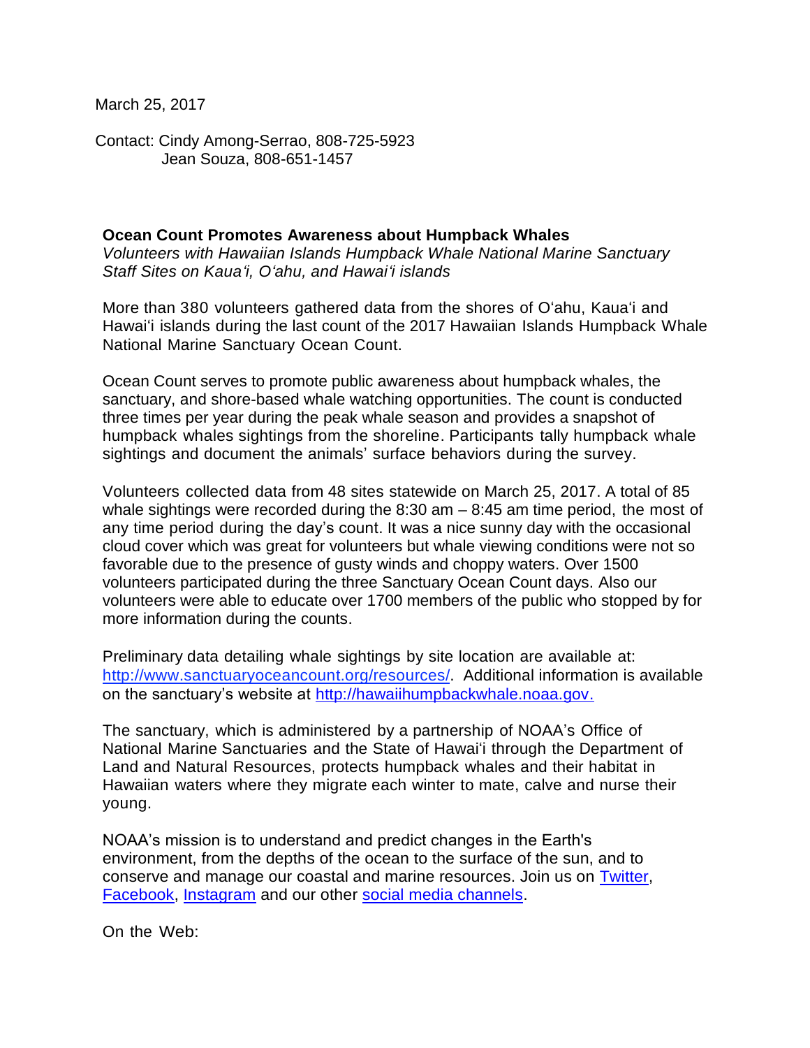March 25, 2017

Contact: Cindy Among-Serrao, 808-725-5923
Jean Souza, 808-651-1457

**Ocean Count Promotes Awareness about Humpback Whales**
*Volunteers with Hawaiian Islands Humpback Whale National Marine Sanctuary Staff Sites on Kaua'i, O'ahu, and Hawai'i islands*

More than 380 volunteers gathered data from the shores of O'ahu, Kaua'i and Hawai'i islands during the last count of the 2017 Hawaiian Islands Humpback Whale National Marine Sanctuary Ocean Count.

Ocean Count serves to promote public awareness about humpback whales, the sanctuary, and shore-based whale watching opportunities. The count is conducted three times per year during the peak whale season and provides a snapshot of humpback whales sightings from the shoreline. Participants tally humpback whale sightings and document the animals' surface behaviors during the survey.

Volunteers collected data from 48 sites statewide on March 25, 2017. A total of 85 whale sightings were recorded during the 8:30 am – 8:45 am time period, the most of any time period during the day's count. It was a nice sunny day with the occasional cloud cover which was great for volunteers but whale viewing conditions were not so favorable due to the presence of gusty winds and choppy waters. Over 1500 volunteers participated during the three Sanctuary Ocean Count days. Also our volunteers were able to educate over 1700 members of the public who stopped by for more information during the counts.

Preliminary data detailing whale sightings by site location are available at: [http://www.sanctuaryoceancount.org/resources/](http://www.sanctuaryoceancount.org/resources/). Additional information is available on the sanctuary's website at [http://hawaiihumpbackwhale.noaa.gov.](http://hawaiihumpbackwhale.noaa.gov)

The sanctuary, which is administered by a partnership of NOAA's Office of National Marine Sanctuaries and the State of Hawai'i through the Department of Land and Natural Resources, protects humpback whales and their habitat in Hawaiian waters where they migrate each winter to mate, calve and nurse their young.

NOAA's mission is to understand and predict changes in the Earth's environment, from the depths of the ocean to the surface of the sun, and to conserve and manage our coastal and marine resources. Join us on Twitter, Facebook, Instagram and our other social media channels.

On the Web: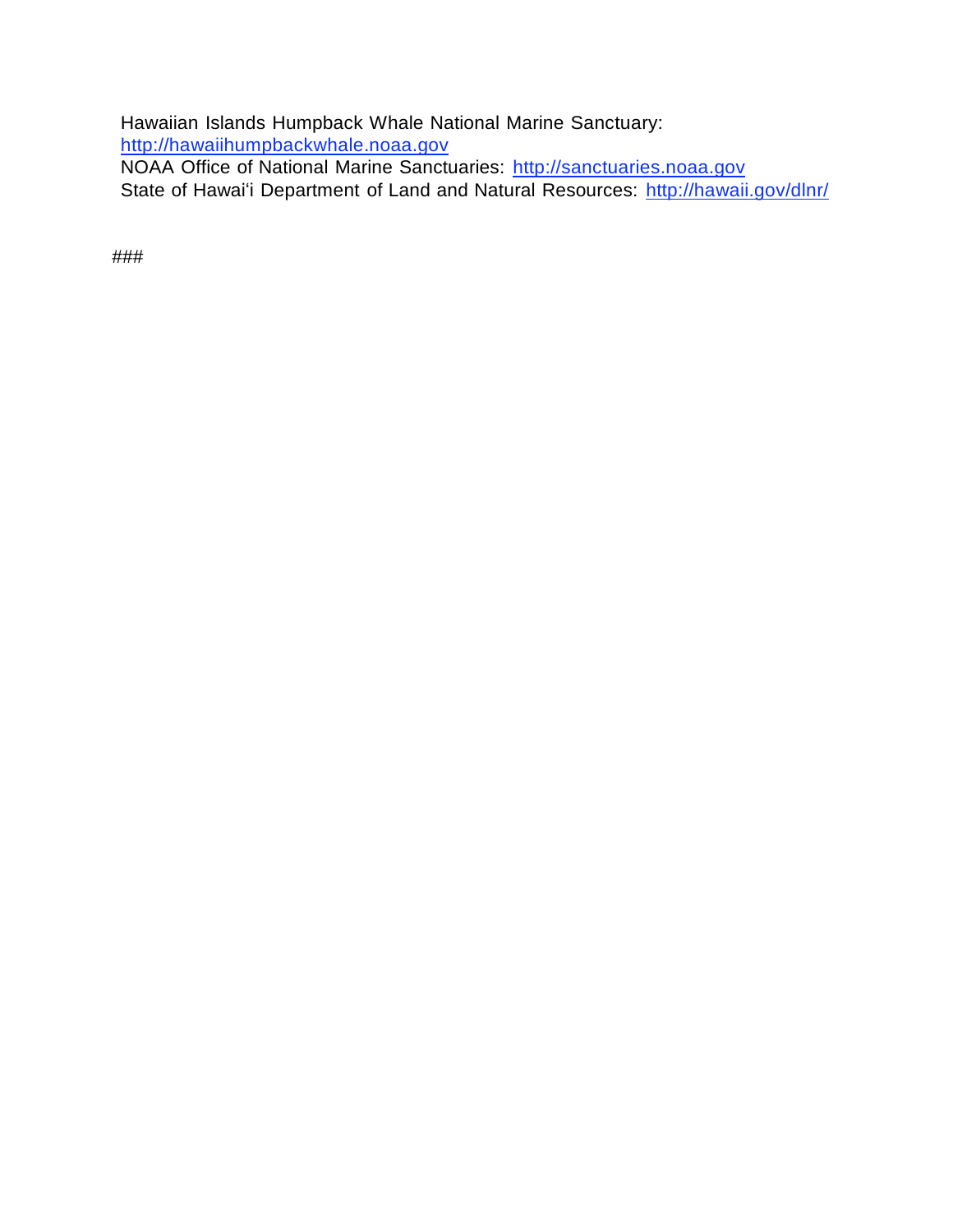Hawaiian Islands Humpback Whale National Marine Sanctuary: [http://hawaiihumpbackwhale.noaa.gov](http://hawaiihumpbackwhale.noaa.gov)
NOAA Office of National Marine Sanctuaries: [http://sanctuaries.noaa.gov](http://sanctuaries.noaa.gov)
State of Hawai'i Department of Land and Natural Resources: [http://hawaii.gov/dlnr/](http://hawaii.gov/dlnr/)

###